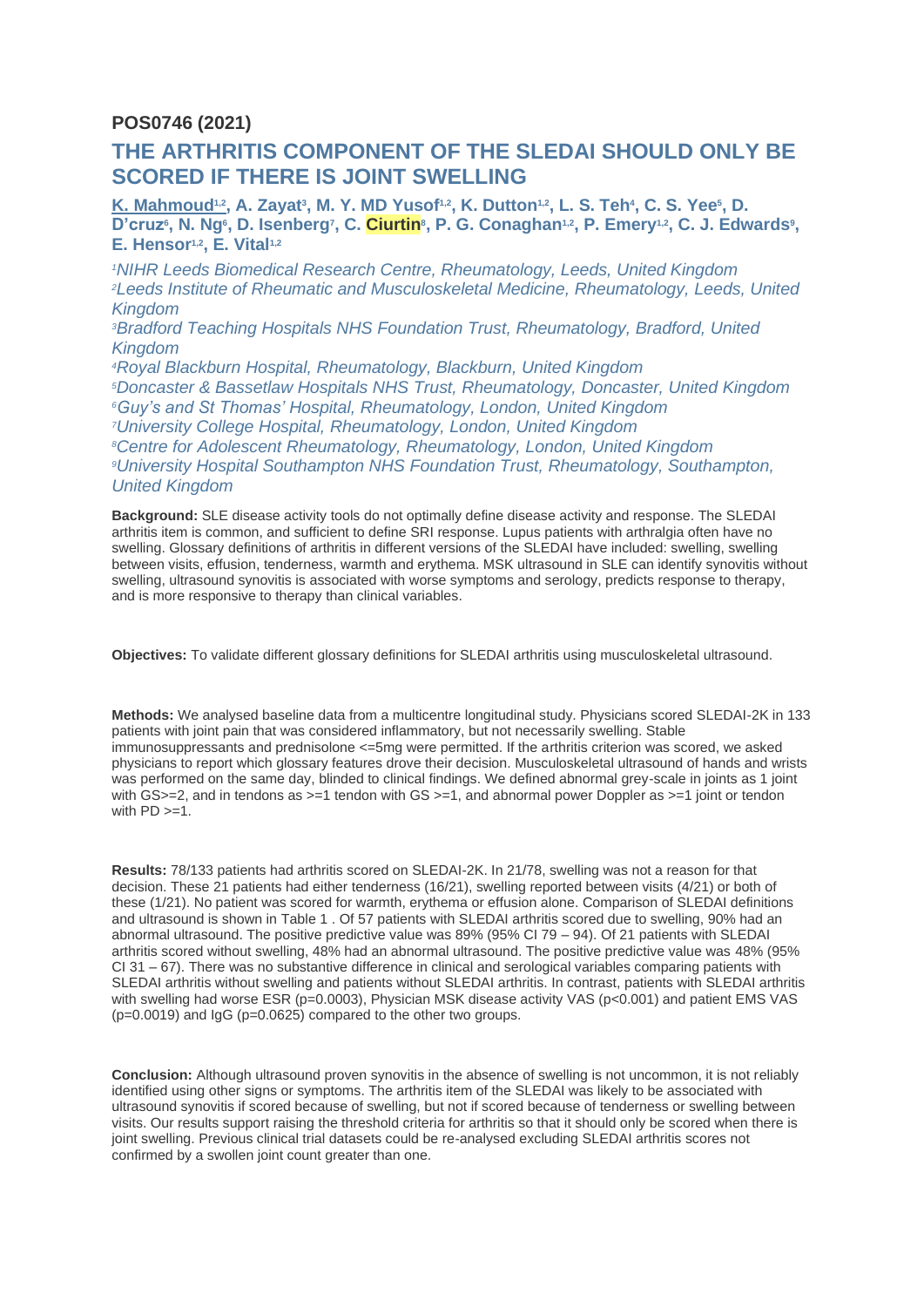## POS0746 (2021)

# THE ARTHRITIS COMPONENT OF THE SLEDAI SHOULD ONLY BE SCORED IF THERE IS JOINT SWELLING

**K. Mahmoud[1,2], A. Zayat[3], M. Y. MD Yusof[1,2], K. Dutton[1,2], L. S. Teh[4], C. S. Yee[5], D. D'cruz[6], N. Ng[6], D. Isenberg[7], C. Ciurtin[8], P. G. Conaghan[1,2], P. Emery[1,2], C. J. Edwards[9], E. Hensor[1,2], E. Vital[1,2]**

*[1]NIHR Leeds Biomedical Research Centre, Rheumatology, Leeds, United Kingdom*
*[2]Leeds Institute of Rheumatic and Musculoskeletal Medicine, Rheumatology, Leeds, United Kingdom*
*[3]Bradford Teaching Hospitals NHS Foundation Trust, Rheumatology, Bradford, United Kingdom*
*[4]Royal Blackburn Hospital, Rheumatology, Blackburn, United Kingdom*
*[5]Doncaster & Bassetlaw Hospitals NHS Trust, Rheumatology, Doncaster, United Kingdom*
*[6]Guy's and St Thomas' Hospital, Rheumatology, London, United Kingdom*
*[7]University College Hospital, Rheumatology, London, United Kingdom*
*[8]Centre for Adolescent Rheumatology, Rheumatology, London, United Kingdom*
*[9]University Hospital Southampton NHS Foundation Trust, Rheumatology, Southampton, United Kingdom*

**Background:** SLE disease activity tools do not optimally define disease activity and response. The SLEDAI arthritis item is common, and sufficient to define SRI response. Lupus patients with arthralgia often have no swelling. Glossary definitions of arthritis in different versions of the SLEDAI have included: swelling, swelling between visits, effusion, tenderness, warmth and erythema. MSK ultrasound in SLE can identify synovitis without swelling, ultrasound synovitis is associated with worse symptoms and serology, predicts response to therapy, and is more responsive to therapy than clinical variables.

**Objectives:** To validate different glossary definitions for SLEDAI arthritis using musculoskeletal ultrasound.

**Methods:** We analysed baseline data from a multicentre longitudinal study. Physicians scored SLEDAI-2K in 133 patients with joint pain that was considered inflammatory, but not necessarily swelling. Stable immunosuppressants and prednisolone <=5mg were permitted. If the arthritis criterion was scored, we asked physicians to report which glossary features drove their decision. Musculoskeletal ultrasound of hands and wrists was performed on the same day, blinded to clinical findings. We defined abnormal grey-scale in joints as 1 joint with GS>=2, and in tendons as >=1 tendon with GS >=1, and abnormal power Doppler as >=1 joint or tendon with PD >=1.

**Results:** 78/133 patients had arthritis scored on SLEDAI-2K. In 21/78, swelling was not a reason for that decision. These 21 patients had either tenderness (16/21), swelling reported between visits (4/21) or both of these (1/21). No patient was scored for warmth, erythema or effusion alone. Comparison of SLEDAI definitions and ultrasound is shown in Table 1 . Of 57 patients with SLEDAI arthritis scored due to swelling, 90% had an abnormal ultrasound. The positive predictive value was 89% (95% CI 79 – 94). Of 21 patients with SLEDAI arthritis scored without swelling, 48% had an abnormal ultrasound. The positive predictive value was 48% (95% CI 31 – 67). There was no substantive difference in clinical and serological variables comparing patients with SLEDAI arthritis without swelling and patients without SLEDAI arthritis. In contrast, patients with SLEDAI arthritis with swelling had worse ESR (p=0.0003), Physician MSK disease activity VAS (p<0.001) and patient EMS VAS (p=0.0019) and IgG (p=0.0625) compared to the other two groups.

**Conclusion:** Although ultrasound proven synovitis in the absence of swelling is not uncommon, it is not reliably identified using other signs or symptoms. The arthritis item of the SLEDAI was likely to be associated with ultrasound synovitis if scored because of swelling, but not if scored because of tenderness or swelling between visits. Our results support raising the threshold criteria for arthritis so that it should only be scored when there is joint swelling. Previous clinical trial datasets could be re-analysed excluding SLEDAI arthritis scores not confirmed by a swollen joint count greater than one.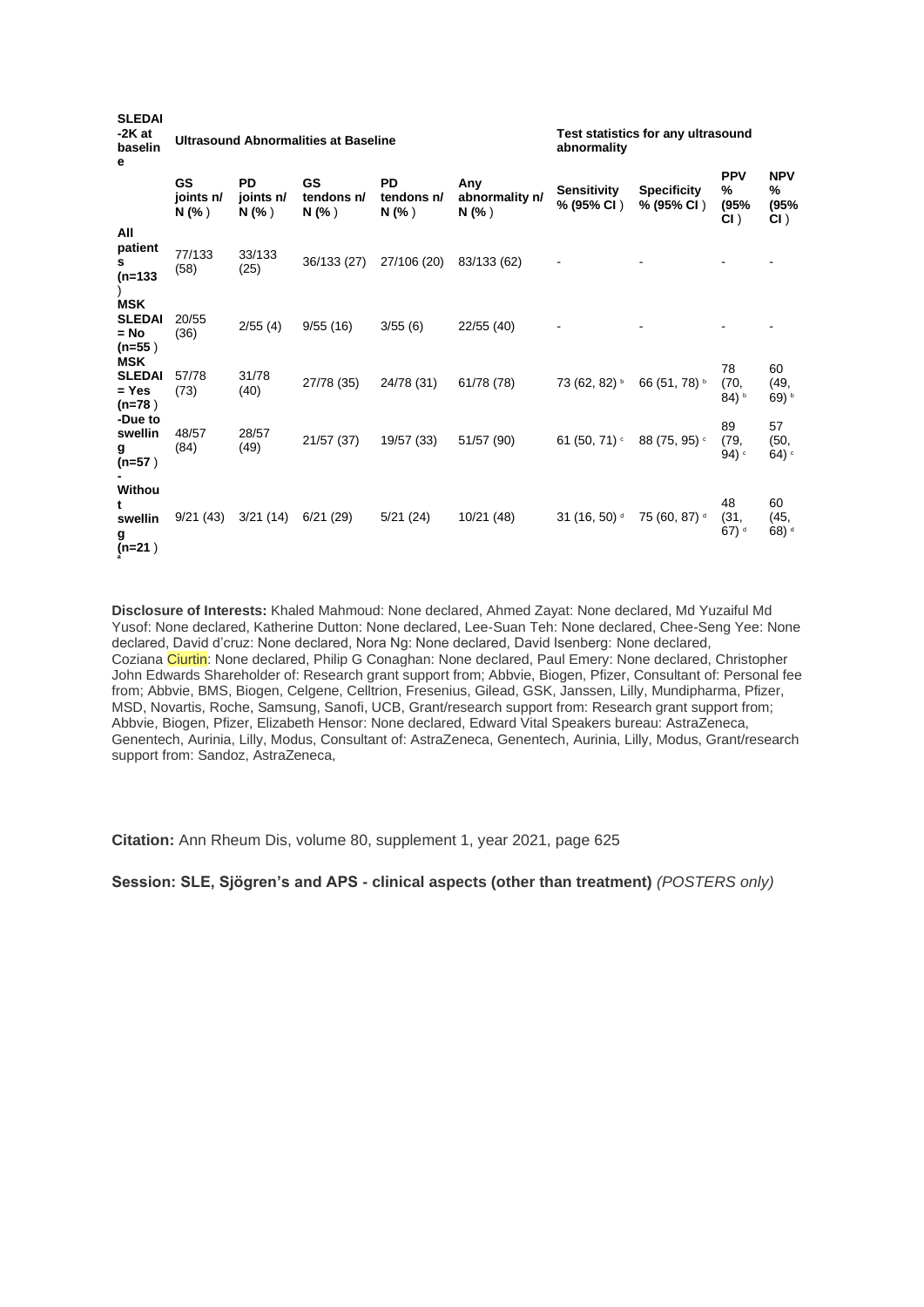| SLEDAI-2K at baseline | Ultrasound Abnormalities at Baseline | | | | | Test statistics for any ultrasound abnormality | | | |
|---|---|---|---|---|---|---|---|---|---|
| | GS joints n/ N (%) | PD joints n/ N (%) | GS tendons n/ N (%) | PD tendons n/ N (%) | Any abnormality n/ N (%) | Sensitivity % (95% CI) | Specificity % (95% CI) | PPV % (95% CI) | NPV % (95% CI) |
| All patients (n=133) | 77/133 (58) | 33/133 (25) | 36/133 (27) | 27/106 (20) | 83/133 (62) | - | - | - | - |
| MSK SLEDAI = No (n=55) | 20/55 (36) | 2/55 (4) | 9/55 (16) | 3/55 (6) | 22/55 (40) | - | - | - | - |
| MSK SLEDAI = Yes (n=78) | 57/78 (73) | 31/78 (40) | 27/78 (35) | 24/78 (31) | 61/78 (78) | 73 (62, 82) [b] | 66 (51, 78) [b] | 78 (70, 84) [b] | 60 (49, 69) [b] |
| -Due to swelling (n=57) | 48/57 (84) | 28/57 (49) | 21/57 (37) | 19/57 (33) | 51/57 (90) | 61 (50, 71) [c] | 88 (75, 95) [c] | 89 (79, 94) [c] | 57 (50, 64) [c] |
| -Without swelling (n=21) [a] | 9/21 (43) | 3/21 (14) | 6/21 (29) | 5/21 (24) | 10/21 (48) | 31 (16, 50) [d] | 75 (60, 87) [d] | 48 (31, 67) [d] | 60 (45, 68) [d] |

**Disclosure of Interests:** Khaled Mahmoud: None declared, Ahmed Zayat: None declared, Md Yuzaiful Md Yusof: None declared, Katherine Dutton: None declared, Lee-Suan Teh: None declared, Chee-Seng Yee: None declared, David d'cruz: None declared, Nora Ng: None declared, David Isenberg: None declared, Coziana Ciurtin: None declared, Philip G Conaghan: None declared, Paul Emery: None declared, Christopher John Edwards Shareholder of: Research grant support from; Abbvie, Biogen, Pfizer, Consultant of: Personal fee from; Abbvie, BMS, Biogen, Celgene, Celltrion, Fresenius, Gilead, GSK, Janssen, Lilly, Mundipharma, Pfizer, MSD, Novartis, Roche, Samsung, Sanofi, UCB, Grant/research support from: Research grant support from; Abbvie, Biogen, Pfizer, Elizabeth Hensor: None declared, Edward Vital Speakers bureau: AstraZeneca, Genentech, Aurinia, Lilly, Modus, Consultant of: AstraZeneca, Genentech, Aurinia, Lilly, Modus, Grant/research support from: Sandoz, AstraZeneca,

**Citation:** Ann Rheum Dis, volume 80, supplement 1, year 2021, page 625

**Session: SLE, Sjögren's and APS - clinical aspects (other than treatment)** *(POSTERS only)*